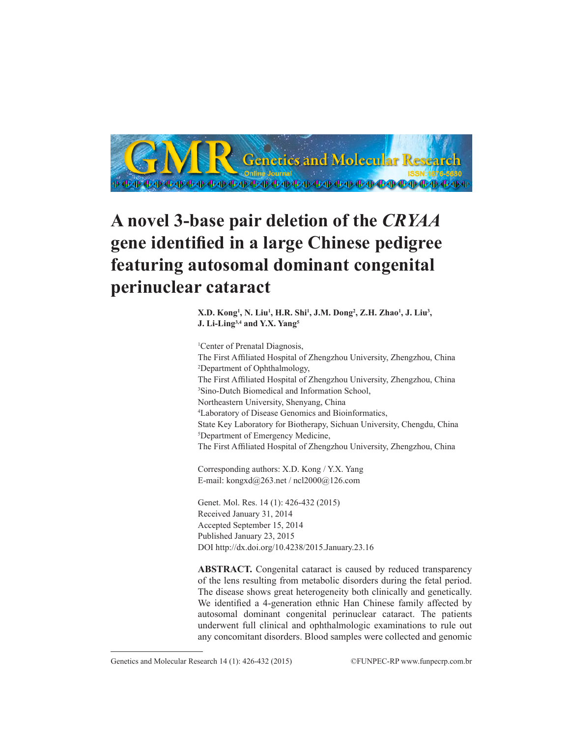# A novel 3-base pair deletion of the *CRYAA* gene identified in a large Chinese pedigree featuring autosomal dominant congenital perinuclear cataract

**X.D. Kong[1], N. Liu[1], H.R. Shi[1], J.M. Dong[2], Z.H. Zhao[1], J. Liu[3], J. Li-Ling[3,4] and Y.X. Yang[5]**

[1]Center of Prenatal Diagnosis,
The First Affiliated Hospital of Zhengzhou University, Zhengzhou, China
[2]Department of Ophthalmology,
The First Affiliated Hospital of Zhengzhou University, Zhengzhou, China
[3]Sino-Dutch Biomedical and Information School,
Northeastern University, Shenyang, China
[4]Laboratory of Disease Genomics and Bioinformatics,
State Key Laboratory for Biotherapy, Sichuan University, Chengdu, China
[5]Department of Emergency Medicine,
The First Affiliated Hospital of Zhengzhou University, Zhengzhou, China

Corresponding authors: X.D. Kong / Y.X. Yang
E-mail: kongxd@263.net / ncl2000@126.com

Genet. Mol. Res. 14 (1): 426-432 (2015)
Received January 31, 2014
Accepted September 15, 2014
Published January 23, 2015
DOI http://dx.doi.org/10.4238/2015.January.23.16

**ABSTRACT.** Congenital cataract is caused by reduced transparency of the lens resulting from metabolic disorders during the fetal period. The disease shows great heterogeneity both clinically and genetically. We identified a 4-generation ethnic Han Chinese family affected by autosomal dominant congenital perinuclear cataract. The patients underwent full clinical and ophthalmologic examinations to rule out any concomitant disorders. Blood samples were collected and genomic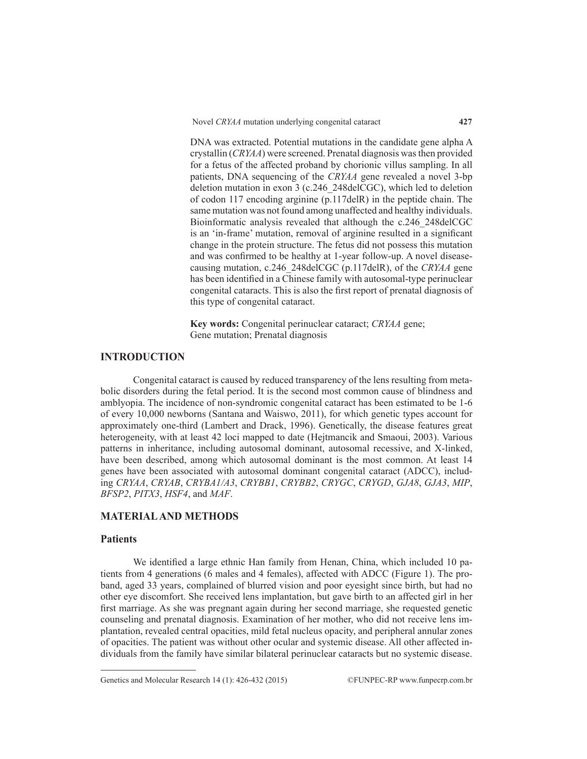DNA was extracted. Potential mutations in the candidate gene alpha A crystallin (*CRYAA*) were screened. Prenatal diagnosis was then provided for a fetus of the affected proband by chorionic villus sampling. In all patients, DNA sequencing of the *CRYAA* gene revealed a novel 3-bp deletion mutation in exon 3 (c.246_248delCGC), which led to deletion of codon 117 encoding arginine (p.117delR) in the peptide chain. The same mutation was not found among unaffected and healthy individuals. Bioinformatic analysis revealed that although the c.246_248delCGC is an 'in-frame' mutation, removal of arginine resulted in a significant change in the protein structure. The fetus did not possess this mutation and was confirmed to be healthy at 1-year follow-up. A novel disease-causing mutation, c.246_248delCGC (p.117delR), of the *CRYAA* gene has been identified in a Chinese family with autosomal-type perinuclear congenital cataracts. This is also the first report of prenatal diagnosis of this type of congenital cataract.

**Key words:** Congenital perinuclear cataract; *CRYAA* gene; Gene mutation; Prenatal diagnosis

## INTRODUCTION

Congenital cataract is caused by reduced transparency of the lens resulting from metabolic disorders during the fetal period. It is the second most common cause of blindness and amblyopia. The incidence of non-syndromic congenital cataract has been estimated to be 1-6 of every 10,000 newborns (Santana and Waiswo, 2011), for which genetic types account for approximately one-third (Lambert and Drack, 1996). Genetically, the disease features great heterogeneity, with at least 42 loci mapped to date (Hejtmancik and Smaoui, 2003). Various patterns in inheritance, including autosomal dominant, autosomal recessive, and X-linked, have been described, among which autosomal dominant is the most common. At least 14 genes have been associated with autosomal dominant congenital cataract (ADCC), including *CRYAA*, *CRYAB*, *CRYBA1/A3*, *CRYBB1*, *CRYBB2*, *CRYGC*, *CRYGD*, *GJA8*, *GJA3*, *MIP*, *BFSP2*, *PITX3*, *HSF4*, and *MAF*.

## MATERIAL AND METHODS

### Patients

We identified a large ethnic Han family from Henan, China, which included 10 patients from 4 generations (6 males and 4 females), affected with ADCC (Figure 1). The proband, aged 33 years, complained of blurred vision and poor eyesight since birth, but had no other eye discomfort. She received lens implantation, but gave birth to an affected girl in her first marriage. As she was pregnant again during her second marriage, she requested genetic counseling and prenatal diagnosis. Examination of her mother, who did not receive lens implantation, revealed central opacities, mild fetal nucleus opacity, and peripheral annular zones of opacities. The patient was without other ocular and systemic disease. All other affected individuals from the family have similar bilateral perinuclear cataracts but no systemic disease.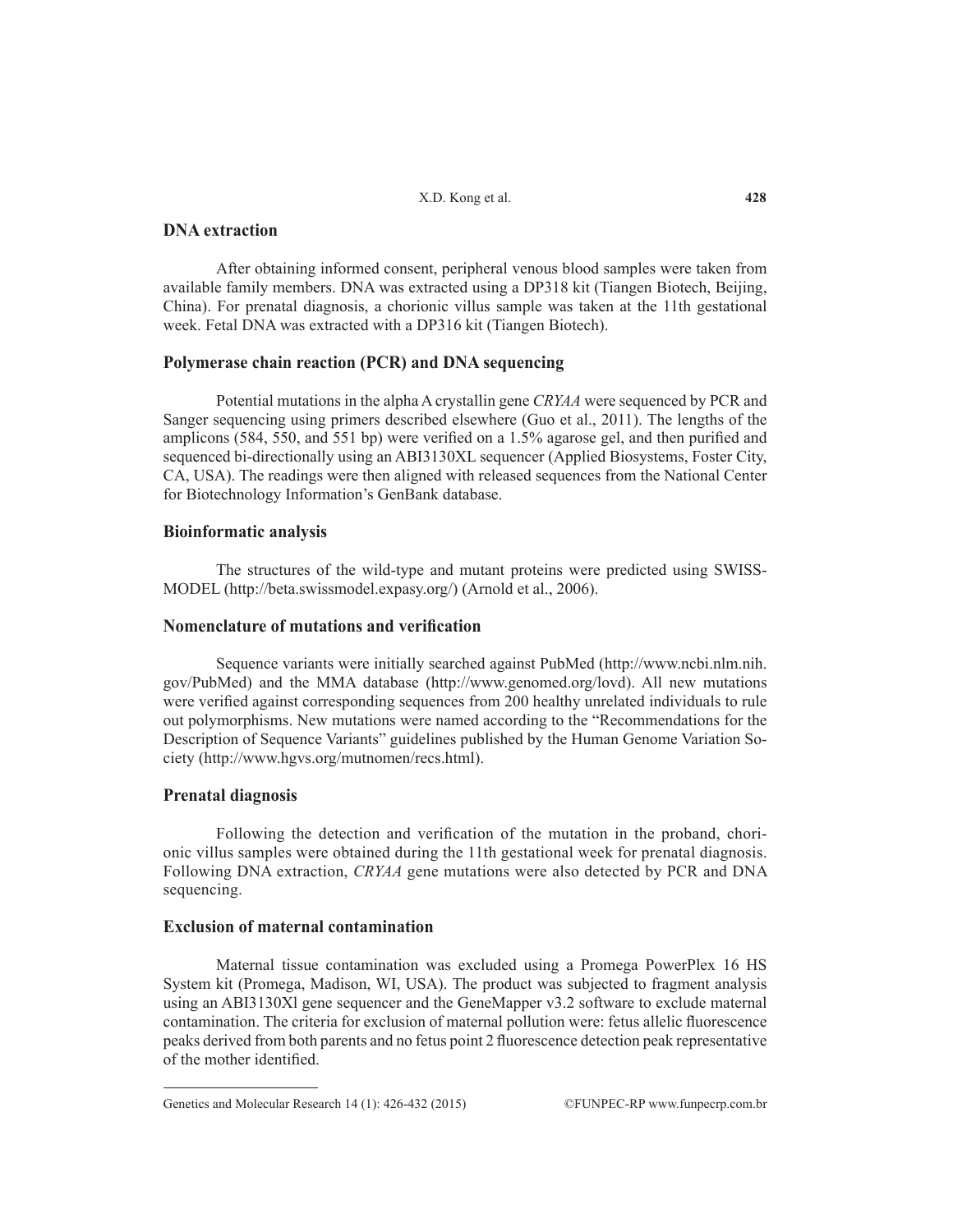## DNA extraction

After obtaining informed consent, peripheral venous blood samples were taken from available family members. DNA was extracted using a DP318 kit (Tiangen Biotech, Beijing, China). For prenatal diagnosis, a chorionic villus sample was taken at the 11th gestational week. Fetal DNA was extracted with a DP316 kit (Tiangen Biotech).

## Polymerase chain reaction (PCR) and DNA sequencing

Potential mutations in the alpha A crystallin gene *CRYAA* were sequenced by PCR and Sanger sequencing using primers described elsewhere (Guo et al., 2011). The lengths of the amplicons (584, 550, and 551 bp) were verified on a 1.5% agarose gel, and then purified and sequenced bi-directionally using an ABI3130XL sequencer (Applied Biosystems, Foster City, CA, USA). The readings were then aligned with released sequences from the National Center for Biotechnology Information's GenBank database.

## Bioinformatic analysis

The structures of the wild-type and mutant proteins were predicted using SWISS-MODEL (http://beta.swissmodel.expasy.org/) (Arnold et al., 2006).

## Nomenclature of mutations and verification

Sequence variants were initially searched against PubMed (http://www.ncbi.nlm.nih.gov/PubMed) and the MMA database (http://www.genomed.org/lovd). All new mutations were verified against corresponding sequences from 200 healthy unrelated individuals to rule out polymorphisms. New mutations were named according to the "Recommendations for the Description of Sequence Variants" guidelines published by the Human Genome Variation Society (http://www.hgvs.org/mutnomen/recs.html).

## Prenatal diagnosis

Following the detection and verification of the mutation in the proband, chorionic villus samples were obtained during the 11th gestational week for prenatal diagnosis. Following DNA extraction, *CRYAA* gene mutations were also detected by PCR and DNA sequencing.

## Exclusion of maternal contamination

Maternal tissue contamination was excluded using a Promega PowerPlex 16 HS System kit (Promega, Madison, WI, USA). The product was subjected to fragment analysis using an ABI3130Xl gene sequencer and the GeneMapper v3.2 software to exclude maternal contamination. The criteria for exclusion of maternal pollution were: fetus allelic fluorescence peaks derived from both parents and no fetus point 2 fluorescence detection peak representative of the mother identified.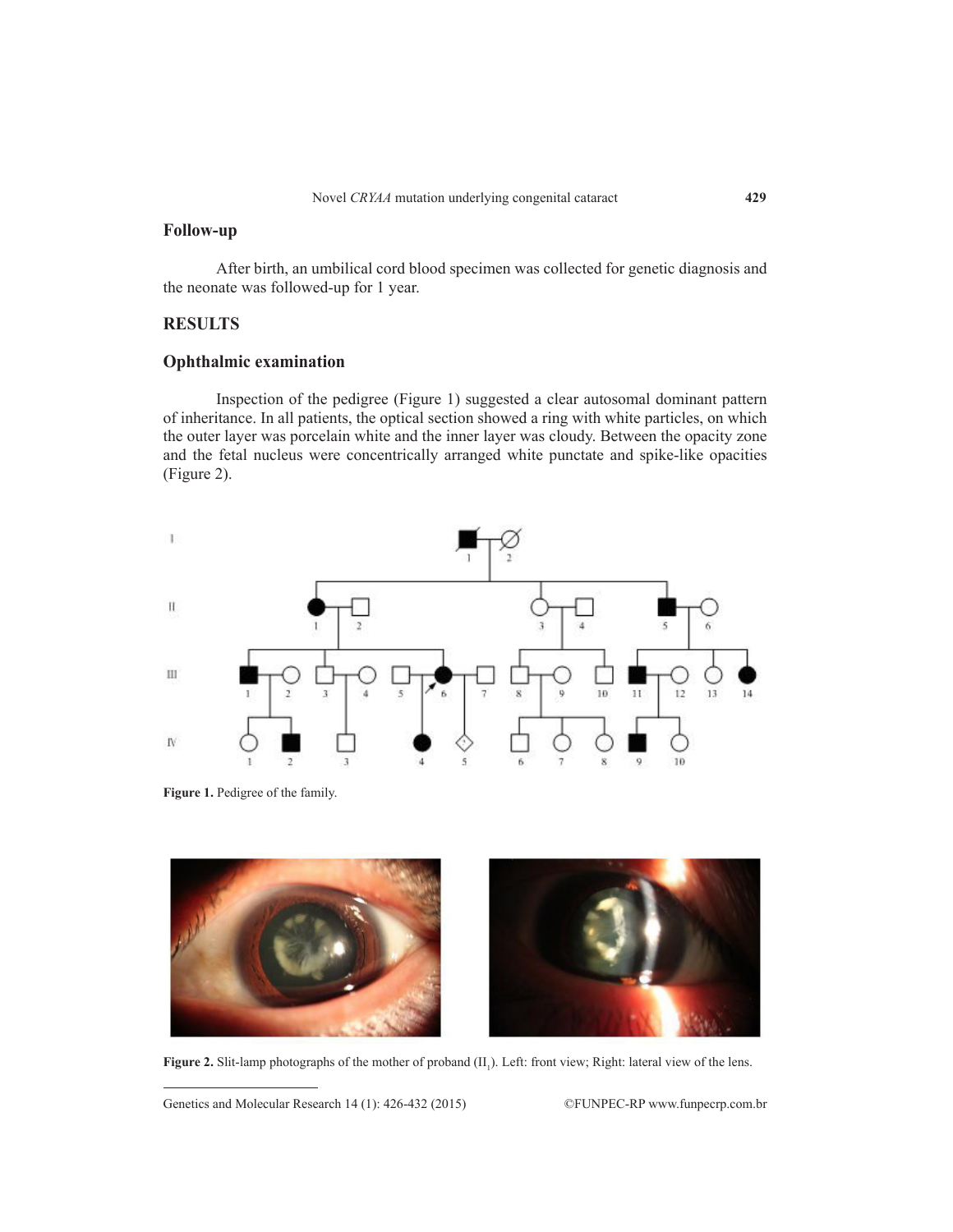## Follow-up

After birth, an umbilical cord blood specimen was collected for genetic diagnosis and the neonate was followed-up for 1 year.

# RESULTS

## Ophthalmic examination

Inspection of the pedigree (Figure 1) suggested a clear autosomal dominant pattern of inheritance. In all patients, the optical section showed a ring with white particles, on which the outer layer was porcelain white and the inner layer was cloudy. Between the opacity zone and the fetal nucleus were concentrically arranged white punctate and spike-like opacities (Figure 2).

**Figure 1.** Pedigree of the family.

**Figure 2.** Slit-lamp photographs of the mother of proband ($II_1$). Left: front view; Right: lateral view of the lens.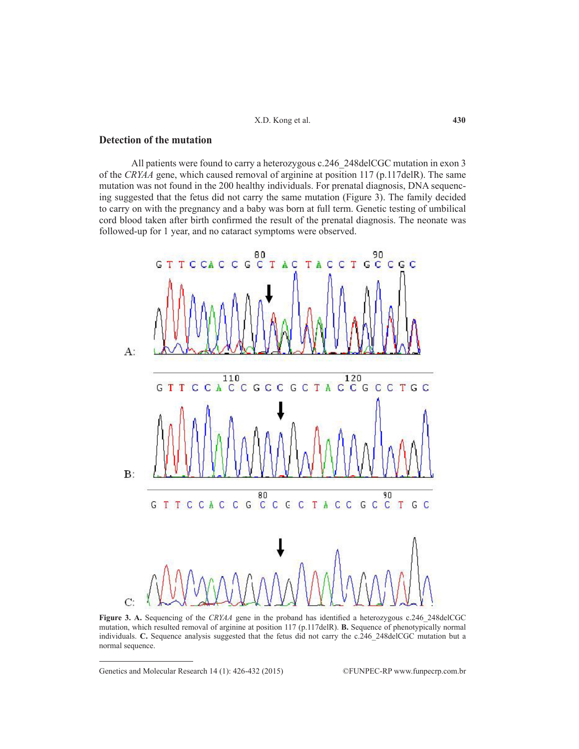## Detection of the mutation

All patients were found to carry a heterozygous c.246_248delCGC mutation in exon 3 of the *CRYAA* gene, which caused removal of arginine at position 117 (p.117delR). The same mutation was not found in the 200 healthy individuals. For prenatal diagnosis, DNA sequencing suggested that the fetus did not carry the same mutation (Figure 3). The family decided to carry on with the pregnancy and a baby was born at full term. Genetic testing of umbilical cord blood taken after birth confirmed the result of the prenatal diagnosis. The neonate was followed-up for 1 year, and no cataract symptoms were observed.

**Figure 3. A.** Sequencing of the *CRYAA* gene in the proband has identified a heterozygous c.246_248delCGC mutation, which resulted removal of arginine at position 117 (p.117delR). **B.** Sequence of phenotypically normal individuals. **C.** Sequence analysis suggested that the fetus did not carry the c.246_248delCGC mutation but a normal sequence.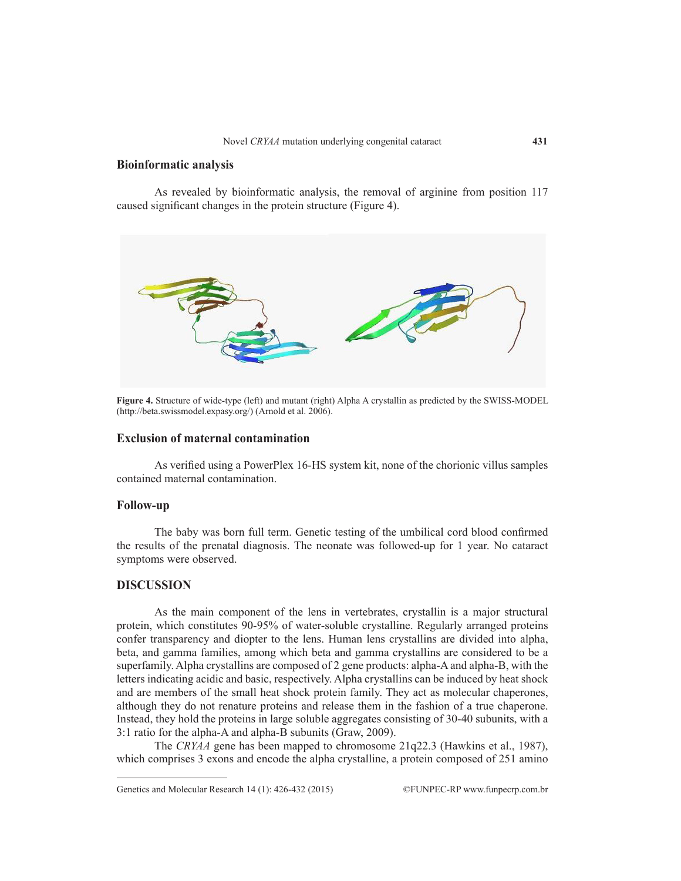## Bioinformatic analysis

As revealed by bioinformatic analysis, the removal of arginine from position 117 caused significant changes in the protein structure (Figure 4).

**Figure 4.** Structure of wide-type (left) and mutant (right) Alpha A crystallin as predicted by the SWISS-MODEL (http://beta.swissmodel.expasy.org/) (Arnold et al. 2006).

## Exclusion of maternal contamination

As verified using a PowerPlex 16-HS system kit, none of the chorionic villus samples contained maternal contamination.

## Follow-up

The baby was born full term. Genetic testing of the umbilical cord blood confirmed the results of the prenatal diagnosis. The neonate was followed-up for 1 year. No cataract symptoms were observed.

## DISCUSSION

As the main component of the lens in vertebrates, crystallin is a major structural protein, which constitutes 90-95% of water-soluble crystalline. Regularly arranged proteins confer transparency and diopter to the lens. Human lens crystallins are divided into alpha, beta, and gamma families, among which beta and gamma crystallins are considered to be a superfamily. Alpha crystallins are composed of 2 gene products: alpha-A and alpha-B, with the letters indicating acidic and basic, respectively. Alpha crystallins can be induced by heat shock and are members of the small heat shock protein family. They act as molecular chaperones, although they do not renature proteins and release them in the fashion of a true chaperone. Instead, they hold the proteins in large soluble aggregates consisting of 30-40 subunits, with a 3:1 ratio for the alpha-A and alpha-B subunits (Graw, 2009).

The *CRYAA* gene has been mapped to chromosome 21q22.3 (Hawkins et al., 1987), which comprises 3 exons and encode the alpha crystalline, a protein composed of 251 amino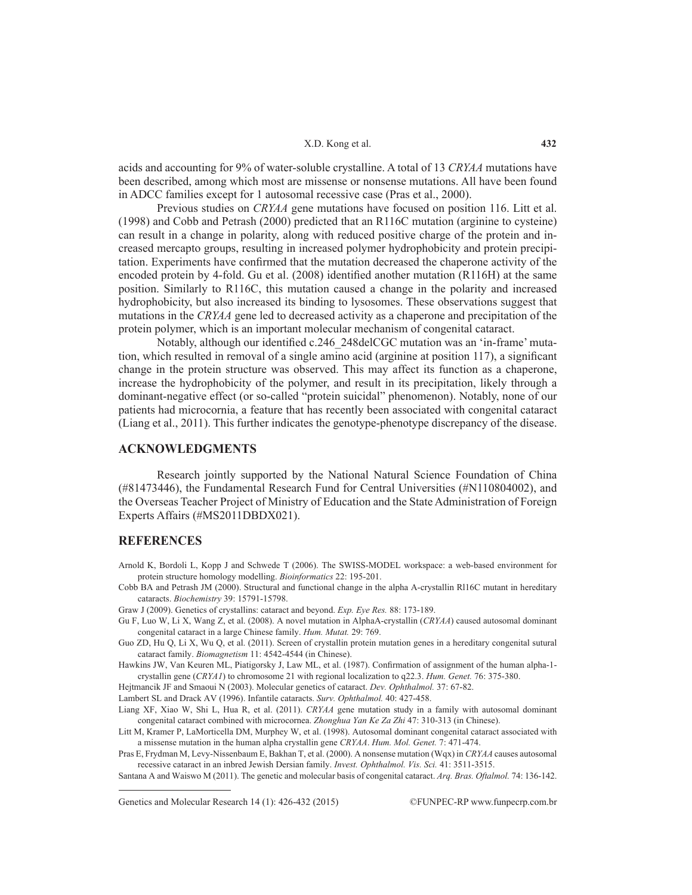acids and accounting for 9% of water-soluble crystalline. A total of 13 *CRYAA* mutations have been described, among which most are missense or nonsense mutations. All have been found in ADCC families except for 1 autosomal recessive case (Pras et al., 2000).

Previous studies on *CRYAA* gene mutations have focused on position 116. Litt et al. (1998) and Cobb and Petrash (2000) predicted that an R116C mutation (arginine to cysteine) can result in a change in polarity, along with reduced positive charge of the protein and increased mercapto groups, resulting in increased polymer hydrophobicity and protein precipitation. Experiments have confirmed that the mutation decreased the chaperone activity of the encoded protein by 4-fold. Gu et al. (2008) identified another mutation (R116H) at the same position. Similarly to R116C, this mutation caused a change in the polarity and increased hydrophobicity, but also increased its binding to lysosomes. These observations suggest that mutations in the *CRYAA* gene led to decreased activity as a chaperone and precipitation of the protein polymer, which is an important molecular mechanism of congenital cataract.

Notably, although our identified c.246_248delCGC mutation was an 'in-frame' mutation, which resulted in removal of a single amino acid (arginine at position 117), a significant change in the protein structure was observed. This may affect its function as a chaperone, increase the hydrophobicity of the polymer, and result in its precipitation, likely through a dominant-negative effect (or so-called "protein suicidal" phenomenon). Notably, none of our patients had microcornia, a feature that has recently been associated with congenital cataract (Liang et al., 2011). This further indicates the genotype-phenotype discrepancy of the disease.

## ACKNOWLEDGMENTS

Research jointly supported by the National Natural Science Foundation of China (#81473446), the Fundamental Research Fund for Central Universities (#N110804002), and the Overseas Teacher Project of Ministry of Education and the State Administration of Foreign Experts Affairs (#MS2011DBDX021).

## REFERENCES

Arnold K, Bordoli L, Kopp J and Schwede T (2006). The SWISS-MODEL workspace: a web-based environment for protein structure homology modelling. *Bioinformatics* 22: 195-201.

Cobb BA and Petrash JM (2000). Structural and functional change in the alpha A-crystallin Rl16C mutant in hereditary cataracts. *Biochemistry* 39: 15791-15798.

Graw J (2009). Genetics of crystallins: cataract and beyond. *Exp. Eye Res.* 88: 173-189.

Gu F, Luo W, Li X, Wang Z, et al. (2008). A novel mutation in AlphaA-crystallin (*CRYAA*) caused autosomal dominant congenital cataract in a large Chinese family. *Hum. Mutat.* 29: 769.

Guo ZD, Hu Q, Li X, Wu Q, et al. (2011). Screen of crystallin protein mutation genes in a hereditary congenital sutural cataract family. *Biomagnetism* 11: 4542-4544 (in Chinese).

Hawkins JW, Van Keuren ML, Piatigorsky J, Law ML, et al. (1987). Confirmation of assignment of the human alpha-1-crystallin gene (*CRYA1*) to chromosome 21 with regional localization to q22.3. *Hum. Genet.* 76: 375-380.

Hejtmancik JF and Smaoui N (2003). Molecular genetics of cataract. *Dev. Ophthalmol.* 37: 67-82.

Lambert SL and Drack AV (1996). Infantile cataracts. *Surv. Ophthalmol.* 40: 427-458.

Liang XF, Xiao W, Shi L, Hua R, et al. (2011). *CRYAA* gene mutation study in a family with autosomal dominant congenital cataract combined with microcornea. *Zhonghua Yan Ke Za Zhi* 47: 310-313 (in Chinese).

Litt M, Kramer P, LaMorticella DM, Murphey W, et al. (1998). Autosomal dominant congenital cataract associated with a missense mutation in the human alpha crystallin gene *CRYAA*. *Hum. Mol. Genet.* 7: 471-474.

Pras E, Frydman M, Levy-Nissenbaum E, Bakhan T, et al. (2000). A nonsense mutation (Wqx) in *CRYAA* causes autosomal recessive cataract in an inbred Jewish Dersian family. *Invest. Ophthalmol. Vis. Sci.* 41: 3511-3515.

Santana A and Waiswo M (2011). The genetic and molecular basis of congenital cataract. *Arq. Bras. Oftalmol.* 74: 136-142.